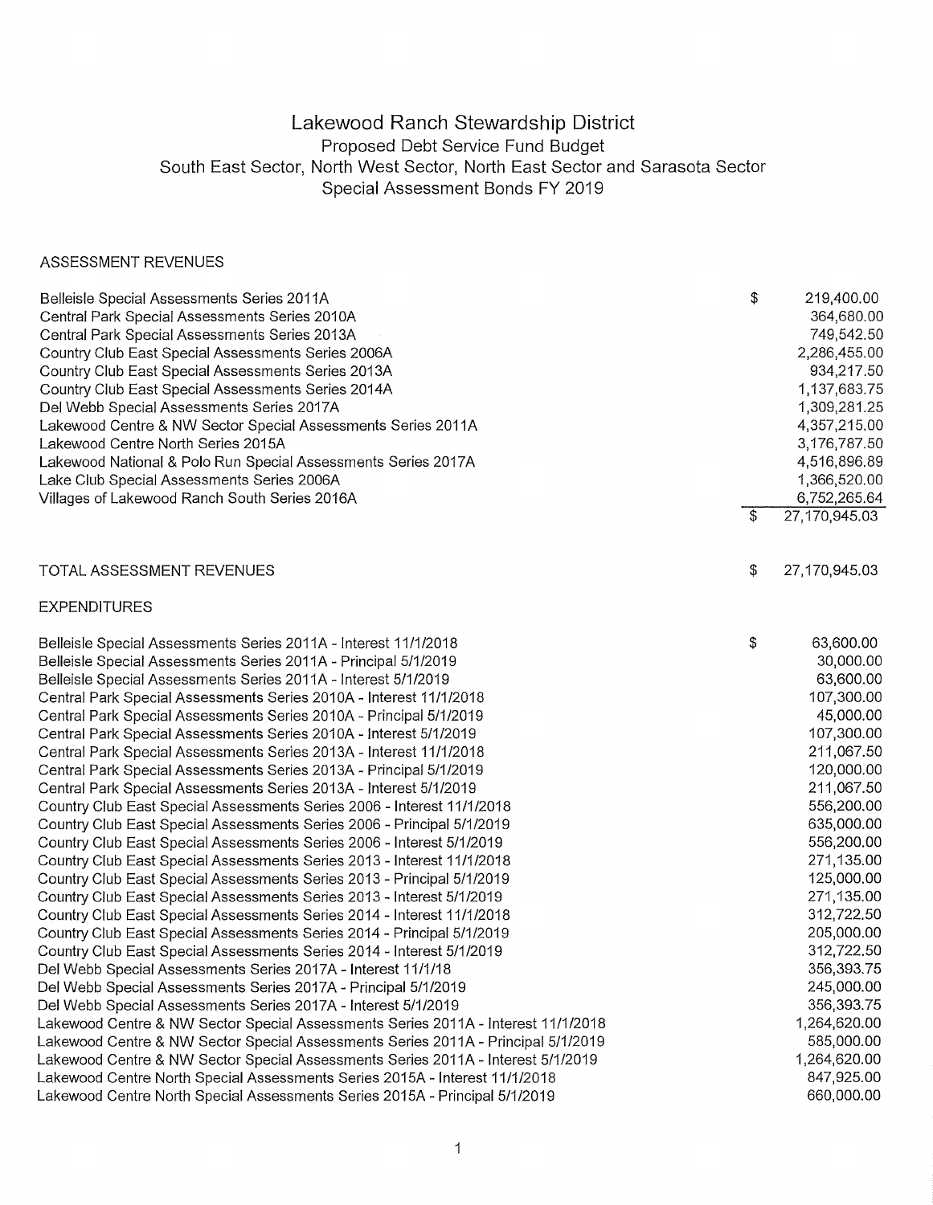# Lakewood Ranch Stewardship District

## Proposed Debt Service Fund Budget

## South East Sector, North West Sector, North East Sector and Sarasota Sector

## Special Assessment Bonds FY 2019

### ASSESSMENT REVENUES

| | | |
|---|---|---|
| Belleisle Special Assessments Series 2011A | $ | 219,400.00 |
| Central Park Special Assessments Series 2010A | | 364,680.00 |
| Central Park Special Assessments Series 2013A | | 749,542.50 |
| Country Club East Special Assessments Series 2006A | | 2,286,455.00 |
| Country Club East Special Assessments Series 2013A | | 934,217.50 |
| Country Club East Special Assessments Series 2014A | | 1,137,683.75 |
| Del Webb Special Assessments Series 2017A | | 1,309,281.25 |
| Lakewood Centre & NW Sector Special Assessments Series 2011A | | 4,357,215.00 |
| Lakewood Centre North Series 2015A | | 3,176,787.50 |
| Lakewood National & Polo Run Special Assessments Series 2017A | | 4,516,896.89 |
| Lake Club Special Assessments Series 2006A | | 1,366,520.00 |
| Villages of Lakewood Ranch South Series 2016A | | 6,752,265.64 |
| | $ | 27,170,945.03 |
| | | |
| TOTAL ASSESSMENT REVENUES | $ | 27,170,945.03 |

### EXPENDITURES

| | | |
|---|---|---|
| Belleisle Special Assessments Series 2011A - Interest 11/1/2018 | $ | 63,600.00 |
| Belleisle Special Assessments Series 2011A - Principal 5/1/2019 | | 30,000.00 |
| Belleisle Special Assessments Series 2011A - Interest 5/1/2019 | | 63,600.00 |
| Central Park Special Assessments Series 2010A - Interest 11/1/2018 | | 107,300.00 |
| Central Park Special Assessments Series 2010A - Principal 5/1/2019 | | 45,000.00 |
| Central Park Special Assessments Series 2010A - Interest 5/1/2019 | | 107,300.00 |
| Central Park Special Assessments Series 2013A - Interest 11/1/2018 | | 211,067.50 |
| Central Park Special Assessments Series 2013A - Principal 5/1/2019 | | 120,000.00 |
| Central Park Special Assessments Series 2013A - Interest 5/1/2019 | | 211,067.50 |
| Country Club East Special Assessments Series 2006 - Interest 11/1/2018 | | 556,200.00 |
| Country Club East Special Assessments Series 2006 - Principal 5/1/2019 | | 635,000.00 |
| Country Club East Special Assessments Series 2006 - Interest 5/1/2019 | | 556,200.00 |
| Country Club East Special Assessments Series 2013 - Interest 11/1/2018 | | 271,135.00 |
| Country Club East Special Assessments Series 2013 - Principal 5/1/2019 | | 125,000.00 |
| Country Club East Special Assessments Series 2013 - Interest 5/1/2019 | | 271,135.00 |
| Country Club East Special Assessments Series 2014 - Interest 11/1/2018 | | 312,722.50 |
| Country Club East Special Assessments Series 2014 - Principal 5/1/2019 | | 205,000.00 |
| Country Club East Special Assessments Series 2014 - Interest 5/1/2019 | | 312,722.50 |
| Del Webb Special Assessments Series 2017A - Interest 11/1/18 | | 356,393.75 |
| Del Webb Special Assessments Series 2017A - Principal 5/1/2019 | | 245,000.00 |
| Del Webb Special Assessments Series 2017A - Interest 5/1/2019 | | 356,393.75 |
| Lakewood Centre & NW Sector Special Assessments Series 2011A - Interest 11/1/2018 | | 1,264,620.00 |
| Lakewood Centre & NW Sector Special Assessments Series 2011A - Principal 5/1/2019 | | 585,000.00 |
| Lakewood Centre & NW Sector Special Assessments Series 2011A - Interest 5/1/2019 | | 1,264,620.00 |
| Lakewood Centre North Special Assessments Series 2015A - Interest 11/1/2018 | | 847,925.00 |
| Lakewood Centre North Special Assessments Series 2015A - Principal 5/1/2019 | | 660,000.00 |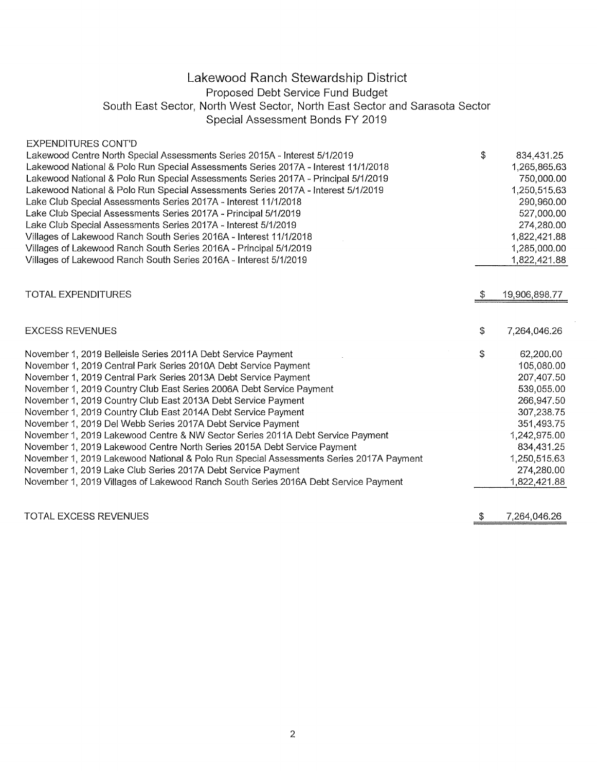# Lakewood Ranch Stewardship District

## Proposed Debt Service Fund Budget

### South East Sector, North West Sector, North East Sector and Sarasota Sector

### Special Assessment Bonds FY 2019

| | | |
|---|---|---|
| **EXPENDITURES CONT'D** | | |
| Lakewood Centre North Special Assessments Series 2015A - Interest 5/1/2019 | $ | 834,431.25 |
| Lakewood National & Polo Run Special Assessments Series 2017A - Interest 11/1/2018 | | 1,265,865.63 |
| Lakewood National & Polo Run Special Assessments Series 2017A - Principal 5/1/2019 | | 750,000.00 |
| Lakewood National & Polo Run Special Assessments Series 2017A - Interest 5/1/2019 | | 1,250,515.63 |
| Lake Club Special Assessments Series 2017A - Interest 11/1/2018 | | 290,960.00 |
| Lake Club Special Assessments Series 2017A - Principal 5/1/2019 | | 527,000.00 |
| Lake Club Special Assessments Series 2017A - Interest 5/1/2019 | | 274,280.00 |
| Villages of Lakewood Ranch South Series 2016A - Interest 11/1/2018 | | 1,822,421.88 |
| Villages of Lakewood Ranch South Series 2016A - Principal 5/1/2019 | | 1,285,000.00 |
| Villages of Lakewood Ranch South Series 2016A - Interest 5/1/2019 | | 1,822,421.88 |
| **TOTAL EXPENDITURES** | $ | 19,906,898.77 |
| **EXCESS REVENUES** | $ | 7,264,046.26 |
| November 1, 2019 Belleisle Series 2011A Debt Service Payment | $ | 62,200.00 |
| November 1, 2019 Central Park Series 2010A Debt Service Payment | | 105,080.00 |
| November 1, 2019 Central Park Series 2013A Debt Service Payment | | 207,407.50 |
| November 1, 2019 Country Club East Series 2006A Debt Service Payment | | 539,055.00 |
| November 1, 2019 Country Club East 2013A Debt Service Payment | | 266,947.50 |
| November 1, 2019 Country Club East 2014A Debt Service Payment | | 307,238.75 |
| November 1, 2019 Del Webb Series 2017A Debt Service Payment | | 351,493.75 |
| November 1, 2019 Lakewood Centre & NW Sector Series 2011A Debt Service Payment | | 1,242,975.00 |
| November 1, 2019 Lakewood Centre North Series 2015A Debt Service Payment | | 834,431.25 |
| November 1, 2019 Lakewood National & Polo Run Special Assessments Series 2017A Payment | | 1,250,515.63 |
| November 1, 2019 Lake Club Series 2017A Debt Service Payment | | 274,280.00 |
| November 1, 2019 Villages of Lakewood Ranch South Series 2016A Debt Service Payment | | 1,822,421.88 |
| **TOTAL EXCESS REVENUES** | $ | 7,264,046.26 |